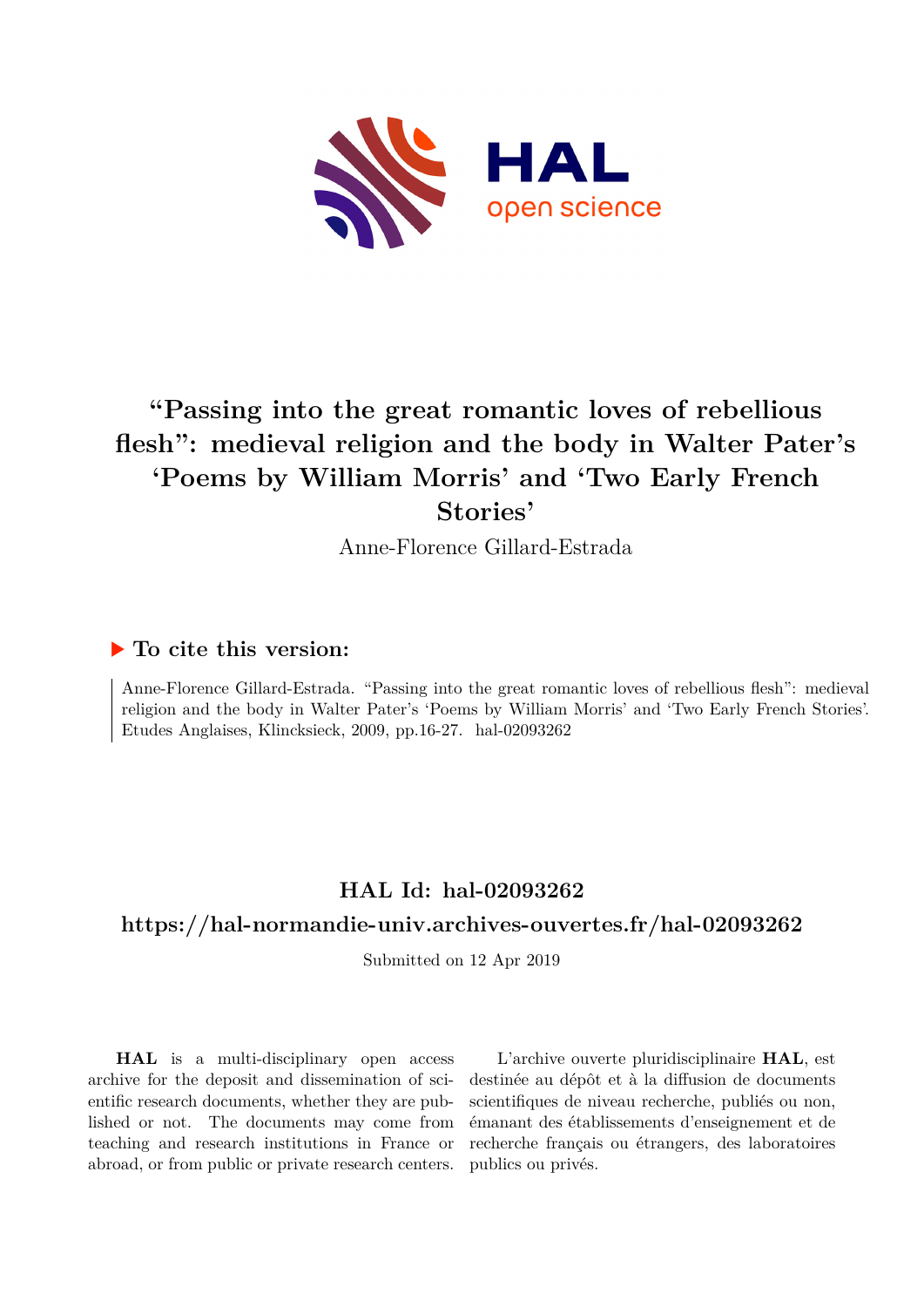# "Passing into the great romantic loves of rebellious flesh": medieval religion and the body in Walter Pater's 'Poems by William Morris' and 'Two Early French Stories'

Anne-Florence Gillard-Estrada

## ▶ To cite this version:

Anne-Florence Gillard-Estrada. "Passing into the great romantic loves of rebellious flesh": medieval religion and the body in Walter Pater's 'Poems by William Morris' and 'Two Early French Stories'. Etudes Anglaises, Klincksieck, 2009, pp.16-27. hal-02093262

## HAL Id: hal-02093262

## https://hal-normandie-univ.archives-ouvertes.fr/hal-02093262

Submitted on 12 Apr 2019

**HAL** is a multi-disciplinary open access archive for the deposit and dissemination of scientific research documents, whether they are published or not. The documents may come from teaching and research institutions in France or abroad, or from public or private research centers.

L'archive ouverte pluridisciplinaire **HAL**, est destinée au dépôt et à la diffusion de documents scientifiques de niveau recherche, publiés ou non, émanant des établissements d'enseignement et de recherche français ou étrangers, des laboratoires publics ou privés.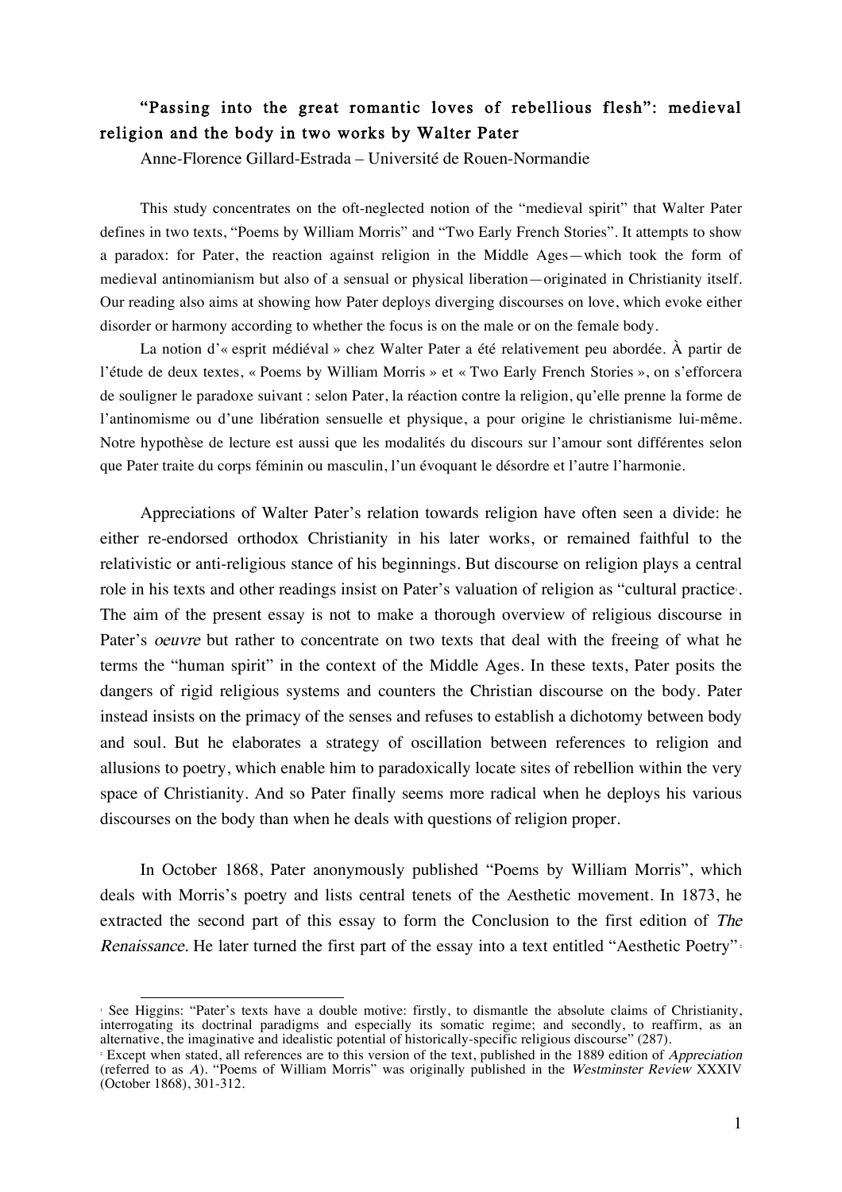# "Passing into the great romantic loves of rebellious flesh": medieval religion and the body in two works by Walter Pater

Anne-Florence Gillard-Estrada – Université de Rouen-Normandie

This study concentrates on the oft-neglected notion of the "medieval spirit" that Walter Pater defines in two texts, "Poems by William Morris" and "Two Early French Stories". It attempts to show a paradox: for Pater, the reaction against religion in the Middle Ages—which took the form of medieval antinomianism but also of a sensual or physical liberation—originated in Christianity itself. Our reading also aims at showing how Pater deploys diverging discourses on love, which evoke either disorder or harmony according to whether the focus is on the male or on the female body.

La notion d'« esprit médiéval » chez Walter Pater a été relativement peu abordée. À partir de l'étude de deux textes, « Poems by William Morris » et « Two Early French Stories », on s'efforcera de souligner le paradoxe suivant : selon Pater, la réaction contre la religion, qu'elle prenne la forme de l'antinomisme ou d'une libération sensuelle et physique, a pour origine le christianisme lui-même. Notre hypothèse de lecture est aussi que les modalités du discours sur l'amour sont différentes selon que Pater traite du corps féminin ou masculin, l'un évoquant le désordre et l'autre l'harmonie.

Appreciations of Walter Pater's relation towards religion have often seen a divide: he either re-endorsed orthodox Christianity in his later works, or remained faithful to the relativistic or anti-religious stance of his beginnings. But discourse on religion plays a central role in his texts and other readings insist on Pater's valuation of religion as "cultural practice[1]. The aim of the present essay is not to make a thorough overview of religious discourse in Pater's *oeuvre* but rather to concentrate on two texts that deal with the freeing of what he terms the "human spirit" in the context of the Middle Ages. In these texts, Pater posits the dangers of rigid religious systems and counters the Christian discourse on the body. Pater instead insists on the primacy of the senses and refuses to establish a dichotomy between body and soul. But he elaborates a strategy of oscillation between references to religion and allusions to poetry, which enable him to paradoxically locate sites of rebellion within the very space of Christianity. And so Pater finally seems more radical when he deploys his various discourses on the body than when he deals with questions of religion proper.

In October 1868, Pater anonymously published "Poems by William Morris", which deals with Morris's poetry and lists central tenets of the Aesthetic movement. In 1873, he extracted the second part of this essay to form the Conclusion to the first edition of *The Renaissance*. He later turned the first part of the essay into a text entitled "Aesthetic Poetry"[2]

---

[1] See Higgins: "Pater's texts have a double motive: firstly, to dismantle the absolute claims of Christianity, interrogating its doctrinal paradigms and especially its somatic regime; and secondly, to reaffirm, as an alternative, the imaginative and idealistic potential of historically-specific religious discourse" (287).

[2] Except when stated, all references are to this version of the text, published in the 1889 edition of *Appreciation* (referred to as *A*). "Poems of William Morris" was originally published in the *Westminster Review* XXXIV (October 1868), 301-312.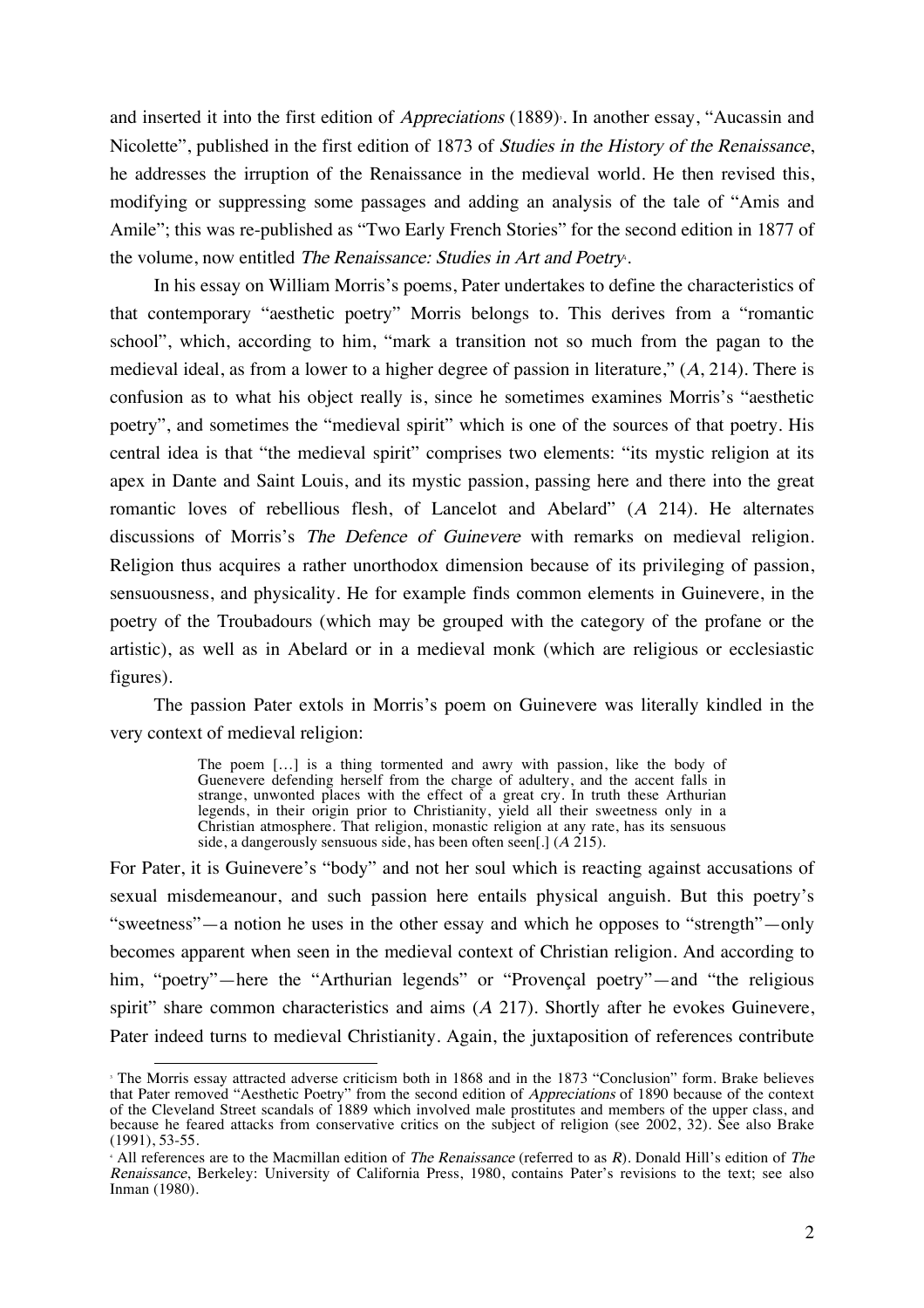and inserted it into the first edition of *Appreciations* (1889)[3]. In another essay, "Aucassin and Nicolette", published in the first edition of 1873 of *Studies in the History of the Renaissance*, he addresses the irruption of the Renaissance in the medieval world. He then revised this, modifying or suppressing some passages and adding an analysis of the tale of "Amis and Amile"; this was re-published as "Two Early French Stories" for the second edition in 1877 of the volume, now entitled *The Renaissance: Studies in Art and Poetry*[4].

In his essay on William Morris's poems, Pater undertakes to define the characteristics of that contemporary "aesthetic poetry" Morris belongs to. This derives from a "romantic school", which, according to him, "mark a transition not so much from the pagan to the medieval ideal, as from a lower to a higher degree of passion in literature," (*A*, 214). There is confusion as to what his object really is, since he sometimes examines Morris's "aesthetic poetry", and sometimes the "medieval spirit" which is one of the sources of that poetry. His central idea is that "the medieval spirit" comprises two elements: "its mystic religion at its apex in Dante and Saint Louis, and its mystic passion, passing here and there into the great romantic loves of rebellious flesh, of Lancelot and Abelard" (*A* 214). He alternates discussions of Morris's *The Defence of Guinevere* with remarks on medieval religion. Religion thus acquires a rather unorthodox dimension because of its privileging of passion, sensuousness, and physicality. He for example finds common elements in Guinevere, in the poetry of the Troubadours (which may be grouped with the category of the profane or the artistic), as well as in Abelard or in a medieval monk (which are religious or ecclesiastic figures).

The passion Pater extols in Morris's poem on Guinevere was literally kindled in the very context of medieval religion:

> The poem […] is a thing tormented and awry with passion, like the body of Guenevere defending herself from the charge of adultery, and the accent falls in strange, unwonted places with the effect of a great cry. In truth these Arthurian legends, in their origin prior to Christianity, yield all their sweetness only in a Christian atmosphere. That religion, monastic religion at any rate, has its sensuous side, a dangerously sensuous side, has been often seen[.] (*A* 215).

For Pater, it is Guinevere's "body" and not her soul which is reacting against accusations of sexual misdemeanour, and such passion here entails physical anguish. But this poetry's "sweetness"—a notion he uses in the other essay and which he opposes to "strength"—only becomes apparent when seen in the medieval context of Christian religion. And according to him, "poetry"—here the "Arthurian legends" or "Provençal poetry"—and "the religious spirit" share common characteristics and aims (*A* 217). Shortly after he evokes Guinevere, Pater indeed turns to medieval Christianity. Again, the juxtaposition of references contribute

---

[3] The Morris essay attracted adverse criticism both in 1868 and in the 1873 "Conclusion" form. Brake believes that Pater removed "Aesthetic Poetry" from the second edition of *Appreciations* of 1890 because of the context of the Cleveland Street scandals of 1889 which involved male prostitutes and members of the upper class, and because he feared attacks from conservative critics on the subject of religion (see 2002, 32). See also Brake (1991), 53-55.

[4] All references are to the Macmillan edition of *The Renaissance* (referred to as *R*). Donald Hill's edition of *The Renaissance*, Berkeley: University of California Press, 1980, contains Pater's revisions to the text; see also Inman (1980).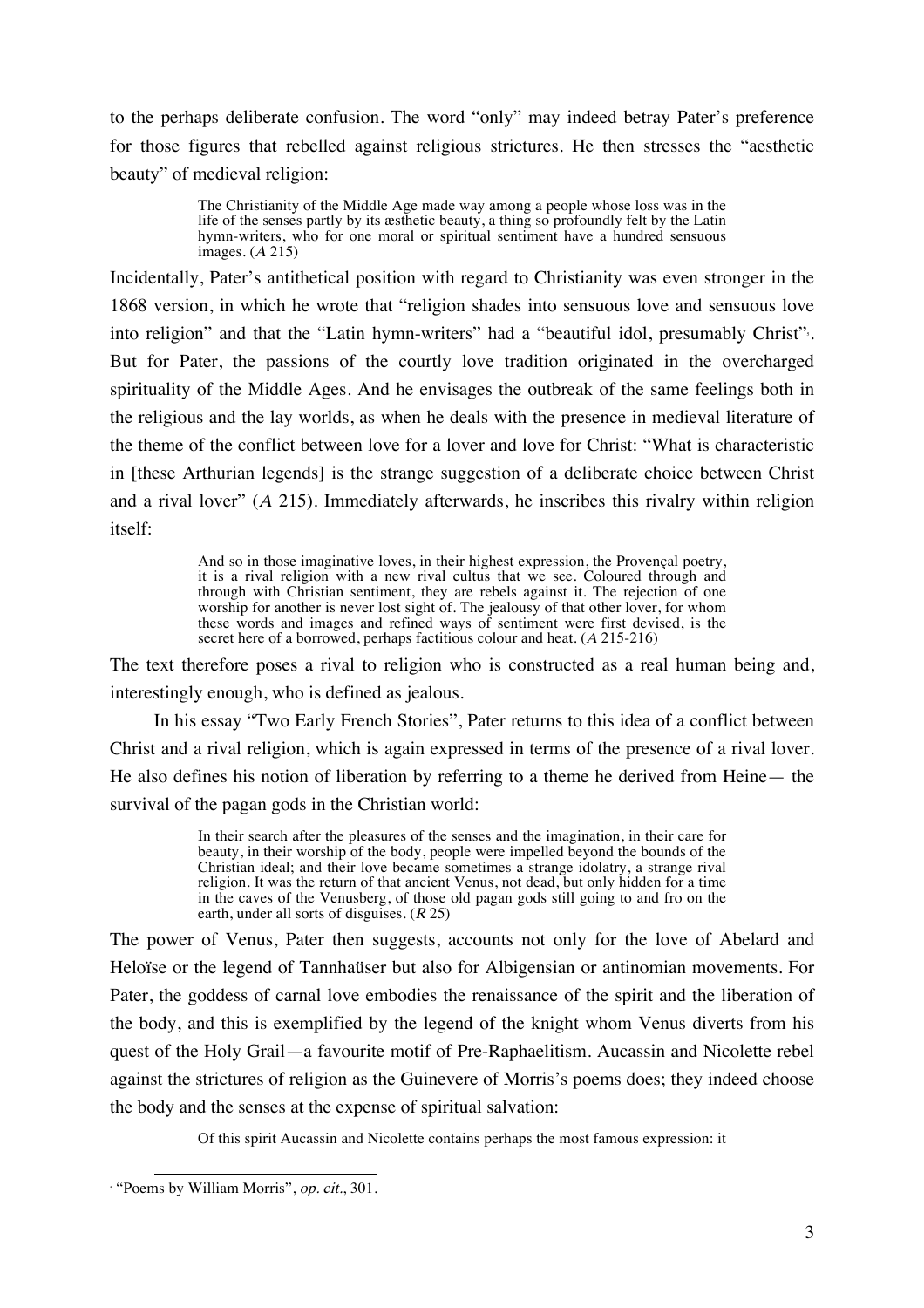to the perhaps deliberate confusion. The word "only" may indeed betray Pater's preference for those figures that rebelled against religious strictures. He then stresses the "aesthetic beauty" of medieval religion:

> The Christianity of the Middle Age made way among a people whose loss was in the life of the senses partly by its æsthetic beauty, a thing so profoundly felt by the Latin hymn-writers, who for one moral or spiritual sentiment have a hundred sensuous images. (*A* 215)

Incidentally, Pater's antithetical position with regard to Christianity was even stronger in the 1868 version, in which he wrote that "religion shades into sensuous love and sensuous love into religion" and that the "Latin hymn-writers" had a "beautiful idol, presumably Christ"[5]. But for Pater, the passions of the courtly love tradition originated in the overcharged spirituality of the Middle Ages. And he envisages the outbreak of the same feelings both in the religious and the lay worlds, as when he deals with the presence in medieval literature of the theme of the conflict between love for a lover and love for Christ: "What is characteristic in [these Arthurian legends] is the strange suggestion of a deliberate choice between Christ and a rival lover" (*A* 215). Immediately afterwards, he inscribes this rivalry within religion itself:

> And so in those imaginative loves, in their highest expression, the Provençal poetry, it is a rival religion with a new rival cultus that we see. Coloured through and through with Christian sentiment, they are rebels against it. The rejection of one worship for another is never lost sight of. The jealousy of that other lover, for whom these words and images and refined ways of sentiment were first devised, is the secret here of a borrowed, perhaps factitious colour and heat. (*A* 215-216)

The text therefore poses a rival to religion who is constructed as a real human being and, interestingly enough, who is defined as jealous.

In his essay "Two Early French Stories", Pater returns to this idea of a conflict between Christ and a rival religion, which is again expressed in terms of the presence of a rival lover. He also defines his notion of liberation by referring to a theme he derived from Heine— the survival of the pagan gods in the Christian world:

> In their search after the pleasures of the senses and the imagination, in their care for beauty, in their worship of the body, people were impelled beyond the bounds of the Christian ideal; and their love became sometimes a strange idolatry, a strange rival religion. It was the return of that ancient Venus, not dead, but only hidden for a time in the caves of the Venusberg, of those old pagan gods still going to and fro on the earth, under all sorts of disguises. (*R* 25)

The power of Venus, Pater then suggests, accounts not only for the love of Abelard and Heloïse or the legend of Tannhaüser but also for Albigensian or antinomian movements. For Pater, the goddess of carnal love embodies the renaissance of the spirit and the liberation of the body, and this is exemplified by the legend of the knight whom Venus diverts from his quest of the Holy Grail—a favourite motif of Pre-Raphaelitism. Aucassin and Nicolette rebel against the strictures of religion as the Guinevere of Morris's poems does; they indeed choose the body and the senses at the expense of spiritual salvation:

> Of this spirit Aucassin and Nicolette contains perhaps the most famous expression: it

---

[5] "Poems by William Morris", *op. cit.*, 301.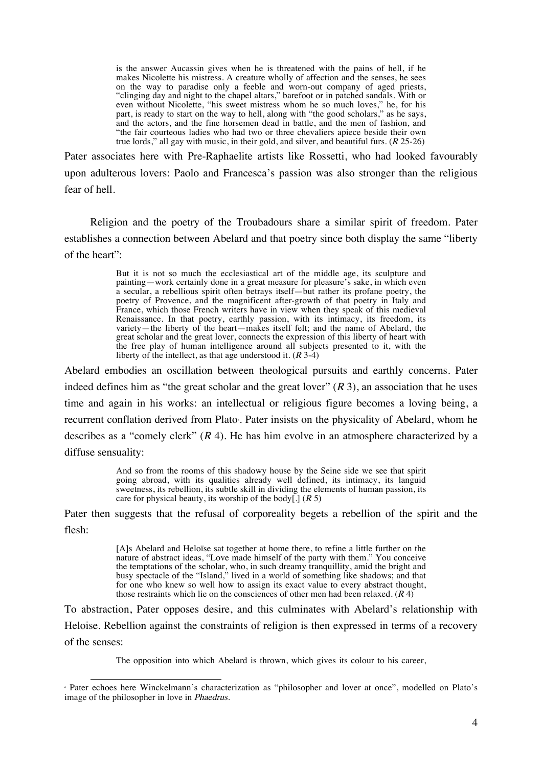> is the answer Aucassin gives when he is threatened with the pains of hell, if he makes Nicolette his mistress. A creature wholly of affection and the senses, he sees on the way to paradise only a feeble and worn-out company of aged priests, "clinging day and night to the chapel altars," barefoot or in patched sandals. With or even without Nicolette, "his sweet mistress whom he so much loves," he, for his part, is ready to start on the way to hell, along with "the good scholars," as he says, and the actors, and the fine horsemen dead in battle, and the men of fashion, and "the fair courteous ladies who had two or three chevaliers apiece beside their own true lords," all gay with music, in their gold, and silver, and beautiful furs. (*R* 25-26)

Pater associates here with Pre-Raphaelite artists like Rossetti, who had looked favourably upon adulterous lovers: Paolo and Francesca's passion was also stronger than the religious fear of hell.

Religion and the poetry of the Troubadours share a similar spirit of freedom. Pater establishes a connection between Abelard and that poetry since both display the same "liberty of the heart":

> But it is not so much the ecclesiastical art of the middle age, its sculpture and painting—work certainly done in a great measure for pleasure's sake, in which even a secular, a rebellious spirit often betrays itself—but rather its profane poetry, the poetry of Provence, and the magnificent after-growth of that poetry in Italy and France, which those French writers have in view when they speak of this medieval Renaissance. In that poetry, earthly passion, with its intimacy, its freedom, its variety—the liberty of the heart—makes itself felt; and the name of Abelard, the great scholar and the great lover, connects the expression of this liberty of heart with the free play of human intelligence around all subjects presented to it, with the liberty of the intellect, as that age understood it. (*R* 3-4)

Abelard embodies an oscillation between theological pursuits and earthly concerns. Pater indeed defines him as "the great scholar and the great lover" (*R* 3), an association that he uses time and again in his works: an intellectual or religious figure becomes a loving being, a recurrent conflation derived from Plato[6]. Pater insists on the physicality of Abelard, whom he describes as a "comely clerk" (*R* 4). He has him evolve in an atmosphere characterized by a diffuse sensuality:

> And so from the rooms of this shadowy house by the Seine side we see that spirit going abroad, with its qualities already well defined, its intimacy, its languid sweetness, its rebellion, its subtle skill in dividing the elements of human passion, its care for physical beauty, its worship of the body[.] (*R* 5)

Pater then suggests that the refusal of corporeality begets a rebellion of the spirit and the flesh:

> [A]s Abelard and Heloïse sat together at home there, to refine a little further on the nature of abstract ideas, "Love made himself of the party with them." You conceive the temptations of the scholar, who, in such dreamy tranquillity, amid the bright and busy spectacle of the "Island," lived in a world of something like shadows; and that for one who knew so well how to assign its exact value to every abstract thought, those restraints which lie on the consciences of other men had been relaxed. (*R* 4)

To abstraction, Pater opposes desire, and this culminates with Abelard's relationship with Heloise. Rebellion against the constraints of religion is then expressed in terms of a recovery of the senses:

> The opposition into which Abelard is thrown, which gives its colour to his career,

[6] Pater echoes here Winckelmann's characterization as "philosopher and lover at once", modelled on Plato's image of the philosopher in love in *Phaedrus*.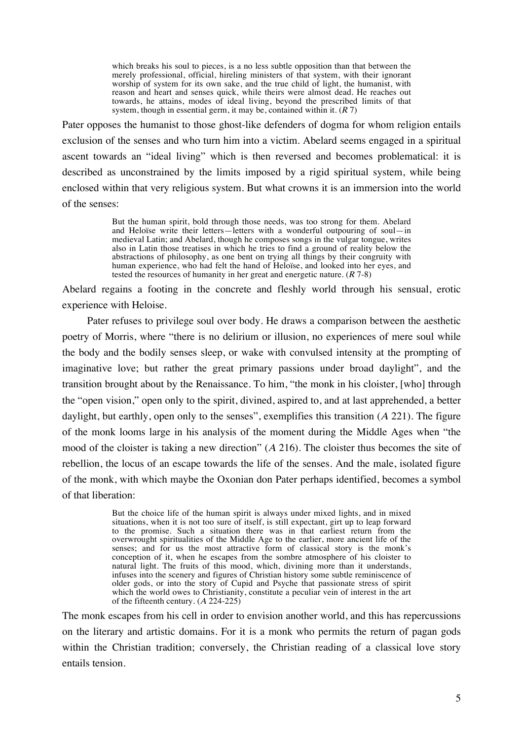> which breaks his soul to pieces, is a no less subtle opposition than that between the merely professional, official, hireling ministers of that system, with their ignorant worship of system for its own sake, and the true child of light, the humanist, with reason and heart and senses quick, while theirs were almost dead. He reaches out towards, he attains, modes of ideal living, beyond the prescribed limits of that system, though in essential germ, it may be, contained within it. (*R* 7)

Pater opposes the humanist to those ghost-like defenders of dogma for whom religion entails exclusion of the senses and who turn him into a victim. Abelard seems engaged in a spiritual ascent towards an "ideal living" which is then reversed and becomes problematical: it is described as unconstrained by the limits imposed by a rigid spiritual system, while being enclosed within that very religious system. But what crowns it is an immersion into the world of the senses:

> But the human spirit, bold through those needs, was too strong for them. Abelard and Heloïse write their letters—letters with a wonderful outpouring of soul—in medieval Latin; and Abelard, though he composes songs in the vulgar tongue, writes also in Latin those treatises in which he tries to find a ground of reality below the abstractions of philosophy, as one bent on trying all things by their congruity with human experience, who had felt the hand of Heloïse, and looked into her eyes, and tested the resources of humanity in her great and energetic nature. (*R* 7-8)

Abelard regains a footing in the concrete and fleshly world through his sensual, erotic experience with Heloise.

Pater refuses to privilege soul over body. He draws a comparison between the aesthetic poetry of Morris, where "there is no delirium or illusion, no experiences of mere soul while the body and the bodily senses sleep, or wake with convulsed intensity at the prompting of imaginative love; but rather the great primary passions under broad daylight", and the transition brought about by the Renaissance. To him, "the monk in his cloister, [who] through the "open vision," open only to the spirit, divined, aspired to, and at last apprehended, a better daylight, but earthly, open only to the senses", exemplifies this transition (*A* 221). The figure of the monk looms large in his analysis of the moment during the Middle Ages when "the mood of the cloister is taking a new direction" (*A* 216). The cloister thus becomes the site of rebellion, the locus of an escape towards the life of the senses. And the male, isolated figure of the monk, with which maybe the Oxonian don Pater perhaps identified, becomes a symbol of that liberation:

> But the choice life of the human spirit is always under mixed lights, and in mixed situations, when it is not too sure of itself, is still expectant, girt up to leap forward to the promise. Such a situation there was in that earliest return from the overwrought spiritualities of the Middle Age to the earlier, more ancient life of the senses; and for us the most attractive form of classical story is the monk's conception of it, when he escapes from the sombre atmosphere of his cloister to natural light. The fruits of this mood, which, divining more than it understands, infuses into the scenery and figures of Christian history some subtle reminiscence of older gods, or into the story of Cupid and Psyche that passionate stress of spirit which the world owes to Christianity, constitute a peculiar vein of interest in the art of the fifteenth century. (*A* 224-225)

The monk escapes from his cell in order to envision another world, and this has repercussions on the literary and artistic domains. For it is a monk who permits the return of pagan gods within the Christian tradition; conversely, the Christian reading of a classical love story entails tension.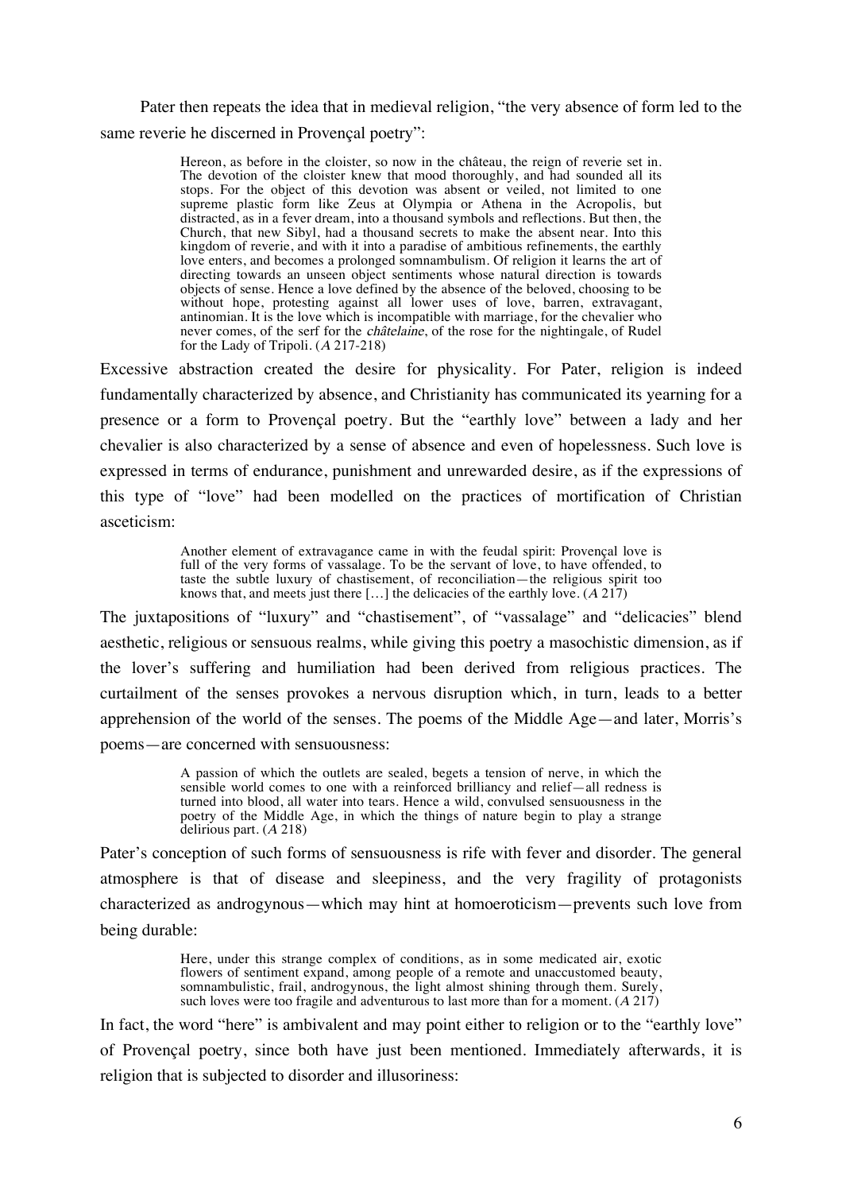Pater then repeats the idea that in medieval religion, "the very absence of form led to the same reverie he discerned in Provençal poetry":

> Hereon, as before in the cloister, so now in the château, the reign of reverie set in. The devotion of the cloister knew that mood thoroughly, and had sounded all its stops. For the object of this devotion was absent or veiled, not limited to one supreme plastic form like Zeus at Olympia or Athena in the Acropolis, but distracted, as in a fever dream, into a thousand symbols and reflections. But then, the Church, that new Sibyl, had a thousand secrets to make the absent near. Into this kingdom of reverie, and with it into a paradise of ambitious refinements, the earthly love enters, and becomes a prolonged somnambulism. Of religion it learns the art of directing towards an unseen object sentiments whose natural direction is towards objects of sense. Hence a love defined by the absence of the beloved, choosing to be without hope, protesting against all lower uses of love, barren, extravagant, antinomian. It is the love which is incompatible with marriage, for the chevalier who never comes, of the serf for the *châtelaine*, of the rose for the nightingale, of Rudel for the Lady of Tripoli. (*A* 217-218)

Excessive abstraction created the desire for physicality. For Pater, religion is indeed fundamentally characterized by absence, and Christianity has communicated its yearning for a presence or a form to Provençal poetry. But the "earthly love" between a lady and her chevalier is also characterized by a sense of absence and even of hopelessness. Such love is expressed in terms of endurance, punishment and unrewarded desire, as if the expressions of this type of "love" had been modelled on the practices of mortification of Christian asceticism:

> Another element of extravagance came in with the feudal spirit: Provençal love is full of the very forms of vassalage. To be the servant of love, to have offended, to taste the subtle luxury of chastisement, of reconciliation—the religious spirit too knows that, and meets just there […] the delicacies of the earthly love. (*A* 217)

The juxtapositions of "luxury" and "chastisement", of "vassalage" and "delicacies" blend aesthetic, religious or sensuous realms, while giving this poetry a masochistic dimension, as if the lover's suffering and humiliation had been derived from religious practices. The curtailment of the senses provokes a nervous disruption which, in turn, leads to a better apprehension of the world of the senses. The poems of the Middle Age—and later, Morris's poems—are concerned with sensuousness:

> A passion of which the outlets are sealed, begets a tension of nerve, in which the sensible world comes to one with a reinforced brilliancy and relief—all redness is turned into blood, all water into tears. Hence a wild, convulsed sensuousness in the poetry of the Middle Age, in which the things of nature begin to play a strange delirious part. (*A* 218)

Pater's conception of such forms of sensuousness is rife with fever and disorder. The general atmosphere is that of disease and sleepiness, and the very fragility of protagonists characterized as androgynous—which may hint at homoeroticism—prevents such love from being durable:

> Here, under this strange complex of conditions, as in some medicated air, exotic flowers of sentiment expand, among people of a remote and unaccustomed beauty, somnambulistic, frail, androgynous, the light almost shining through them. Surely, such loves were too fragile and adventurous to last more than for a moment. (*A* 217)

In fact, the word "here" is ambivalent and may point either to religion or to the "earthly love" of Provençal poetry, since both have just been mentioned. Immediately afterwards, it is religion that is subjected to disorder and illusoriness: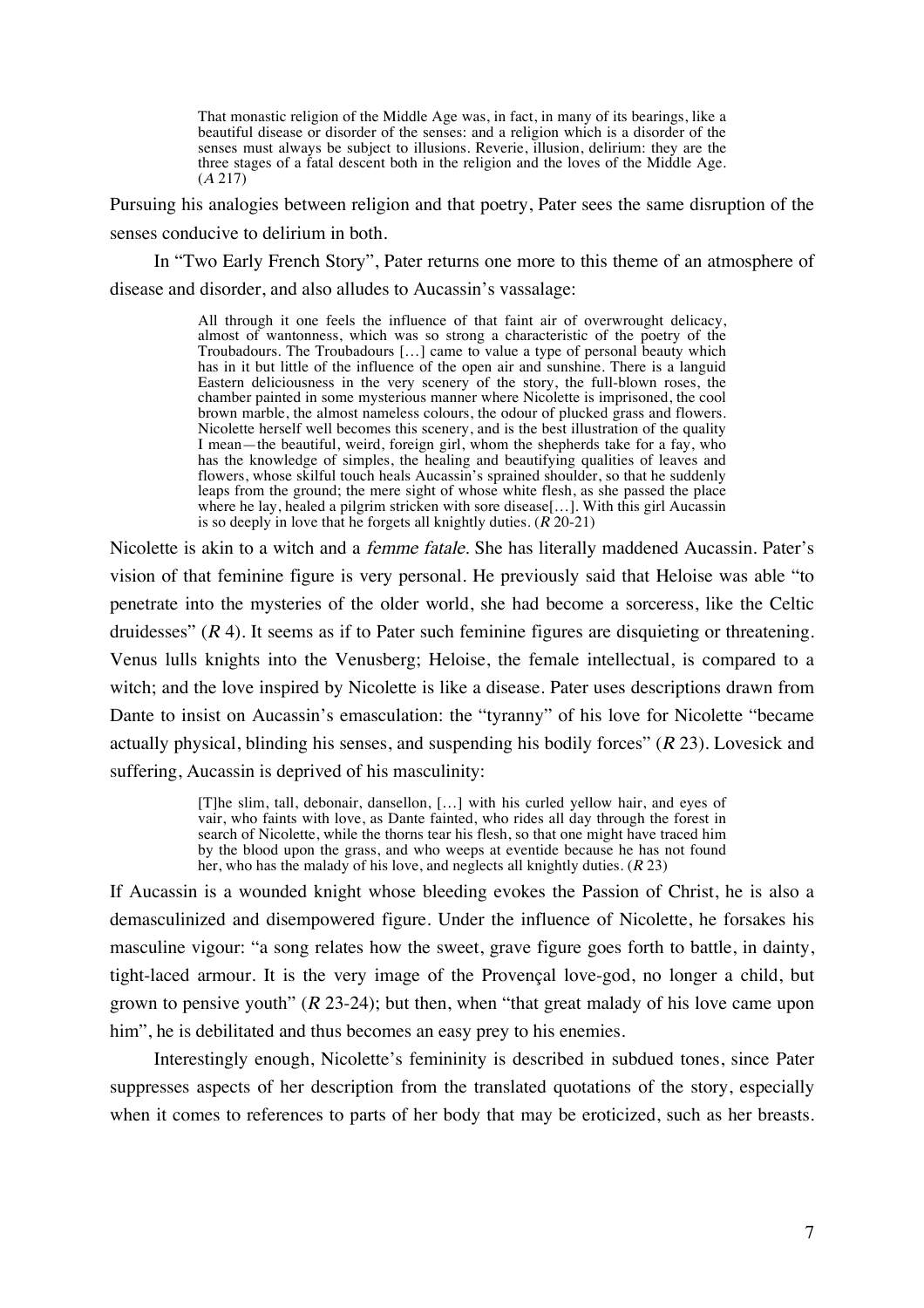> That monastic religion of the Middle Age was, in fact, in many of its bearings, like a beautiful disease or disorder of the senses: and a religion which is a disorder of the senses must always be subject to illusions. Reverie, illusion, delirium: they are the three stages of a fatal descent both in the religion and the loves of the Middle Age. (*A* 217)

Pursuing his analogies between religion and that poetry, Pater sees the same disruption of the senses conducive to delirium in both.

In "Two Early French Story", Pater returns one more to this theme of an atmosphere of disease and disorder, and also alludes to Aucassin's vassalage:

> All through it one feels the influence of that faint air of overwrought delicacy, almost of wantonness, which was so strong a characteristic of the poetry of the Troubadours. The Troubadours […] came to value a type of personal beauty which has in it but little of the influence of the open air and sunshine. There is a languid Eastern deliciousness in the very scenery of the story, the full-blown roses, the chamber painted in some mysterious manner where Nicolette is imprisoned, the cool brown marble, the almost nameless colours, the odour of plucked grass and flowers. Nicolette herself well becomes this scenery, and is the best illustration of the quality I mean—the beautiful, weird, foreign girl, whom the shepherds take for a fay, who has the knowledge of simples, the healing and beautifying qualities of leaves and flowers, whose skilful touch heals Aucassin's sprained shoulder, so that he suddenly leaps from the ground; the mere sight of whose white flesh, as she passed the place where he lay, healed a pilgrim stricken with sore disease[…]. With this girl Aucassin is so deeply in love that he forgets all knightly duties. (*R* 20-21)

Nicolette is akin to a witch and a *femme fatale*. She has literally maddened Aucassin. Pater's vision of that feminine figure is very personal. He previously said that Heloise was able "to penetrate into the mysteries of the older world, she had become a sorceress, like the Celtic druidesses" (*R* 4). It seems as if to Pater such feminine figures are disquieting or threatening. Venus lulls knights into the Venusberg; Heloise, the female intellectual, is compared to a witch; and the love inspired by Nicolette is like a disease. Pater uses descriptions drawn from Dante to insist on Aucassin's emasculation: the "tyranny" of his love for Nicolette "became actually physical, blinding his senses, and suspending his bodily forces" (*R* 23). Lovesick and suffering, Aucassin is deprived of his masculinity:

> [T]he slim, tall, debonair, dansellon, […] with his curled yellow hair, and eyes of vair, who faints with love, as Dante fainted, who rides all day through the forest in search of Nicolette, while the thorns tear his flesh, so that one might have traced him by the blood upon the grass, and who weeps at eventide because he has not found her, who has the malady of his love, and neglects all knightly duties. (*R* 23)

If Aucassin is a wounded knight whose bleeding evokes the Passion of Christ, he is also a demasculinized and disempowered figure. Under the influence of Nicolette, he forsakes his masculine vigour: "a song relates how the sweet, grave figure goes forth to battle, in dainty, tight-laced armour. It is the very image of the Provençal love-god, no longer a child, but grown to pensive youth" (*R* 23-24); but then, when "that great malady of his love came upon him", he is debilitated and thus becomes an easy prey to his enemies.

Interestingly enough, Nicolette's femininity is described in subdued tones, since Pater suppresses aspects of her description from the translated quotations of the story, especially when it comes to references to parts of her body that may be eroticized, such as her breasts.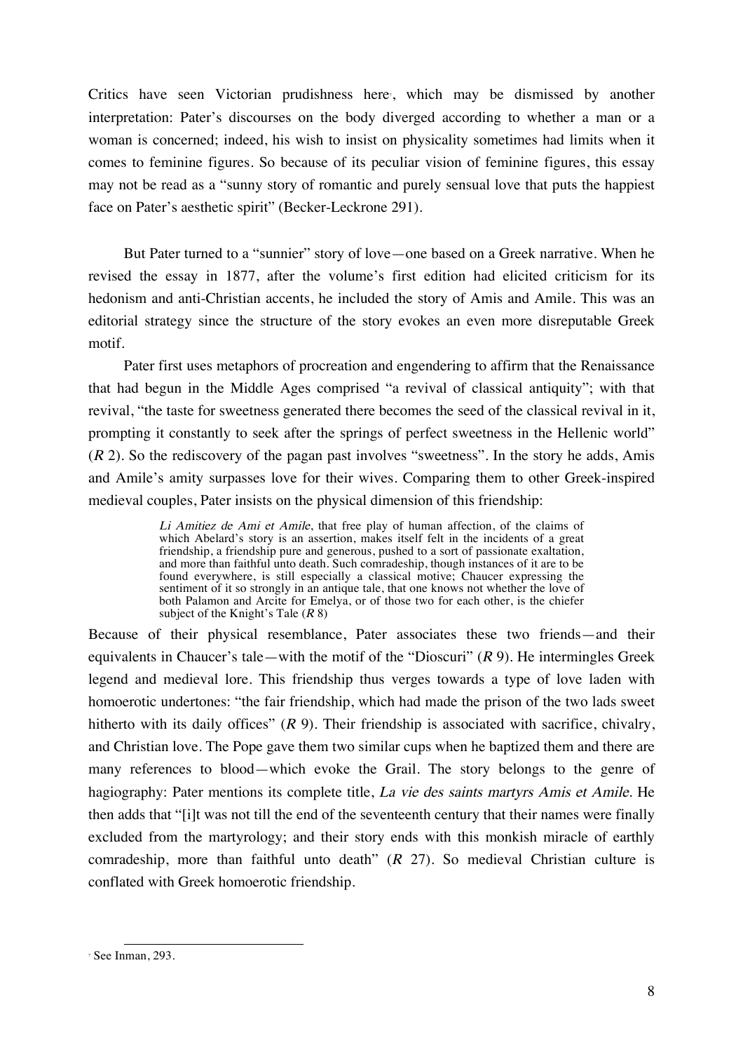Critics have seen Victorian prudishness here[7], which may be dismissed by another interpretation: Pater's discourses on the body diverged according to whether a man or a woman is concerned; indeed, his wish to insist on physicality sometimes had limits when it comes to feminine figures. So because of its peculiar vision of feminine figures, this essay may not be read as a "sunny story of romantic and purely sensual love that puts the happiest face on Pater's aesthetic spirit" (Becker-Leckrone 291).

But Pater turned to a "sunnier" story of love—one based on a Greek narrative. When he revised the essay in 1877, after the volume's first edition had elicited criticism for its hedonism and anti-Christian accents, he included the story of Amis and Amile. This was an editorial strategy since the structure of the story evokes an even more disreputable Greek motif.

Pater first uses metaphors of procreation and engendering to affirm that the Renaissance that had begun in the Middle Ages comprised "a revival of classical antiquity"; with that revival, "the taste for sweetness generated there becomes the seed of the classical revival in it, prompting it constantly to seek after the springs of perfect sweetness in the Hellenic world" (*R* 2). So the rediscovery of the pagan past involves "sweetness". In the story he adds, Amis and Amile's amity surpasses love for their wives. Comparing them to other Greek-inspired medieval couples, Pater insists on the physical dimension of this friendship:

> *Li Amitiez de Ami et Amile*, that free play of human affection, of the claims of which Abelard's story is an assertion, makes itself felt in the incidents of a great friendship, a friendship pure and generous, pushed to a sort of passionate exaltation, and more than faithful unto death. Such comradeship, though instances of it are to be found everywhere, is still especially a classical motive; Chaucer expressing the sentiment of it so strongly in an antique tale, that one knows not whether the love of both Palamon and Arcite for Emelya, or of those two for each other, is the chiefer subject of the Knight's Tale (*R* 8)

Because of their physical resemblance, Pater associates these two friends—and their equivalents in Chaucer's tale—with the motif of the "Dioscuri" (*R* 9). He intermingles Greek legend and medieval lore. This friendship thus verges towards a type of love laden with homoerotic undertones: "the fair friendship, which had made the prison of the two lads sweet hitherto with its daily offices" (*R* 9). Their friendship is associated with sacrifice, chivalry, and Christian love. The Pope gave them two similar cups when he baptized them and there are many references to blood—which evoke the Grail. The story belongs to the genre of hagiography: Pater mentions its complete title, *La vie des saints martyrs Amis et Amile*. He then adds that "[i]t was not till the end of the seventeenth century that their names were finally excluded from the martyrology; and their story ends with this monkish miracle of earthly comradeship, more than faithful unto death" (*R* 27). So medieval Christian culture is conflated with Greek homoerotic friendship.

---

[7] See Inman, 293.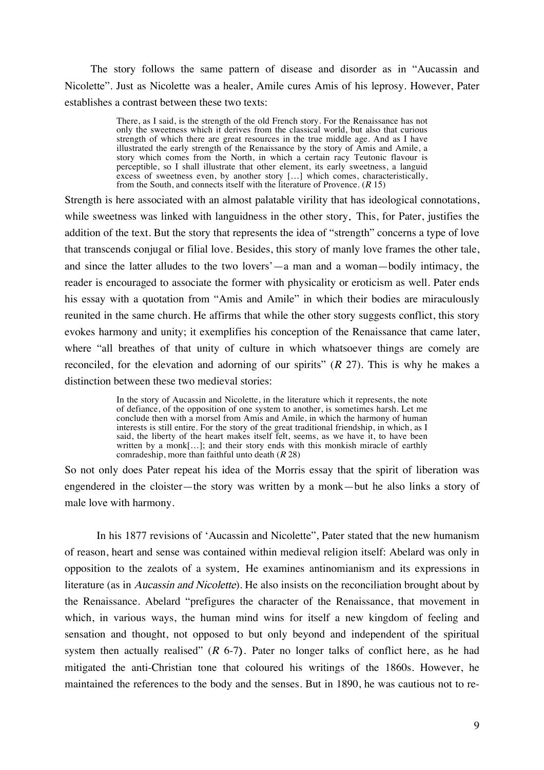The story follows the same pattern of disease and disorder as in "Aucassin and Nicolette". Just as Nicolette was a healer, Amile cures Amis of his leprosy. However, Pater establishes a contrast between these two texts:

> There, as I said, is the strength of the old French story. For the Renaissance has not only the sweetness which it derives from the classical world, but also that curious strength of which there are great resources in the true middle age. And as I have illustrated the early strength of the Renaissance by the story of Amis and Amile, a story which comes from the North, in which a certain racy Teutonic flavour is perceptible, so I shall illustrate that other element, its early sweetness, a languid excess of sweetness even, by another story […] which comes, characteristically, from the South, and connects itself with the literature of Provence. (*R* 15)

Strength is here associated with an almost palatable virility that has ideological connotations, while sweetness was linked with languidness in the other story. This, for Pater, justifies the addition of the text. But the story that represents the idea of "strength" concerns a type of love that transcends conjugal or filial love. Besides, this story of manly love frames the other tale, and since the latter alludes to the two lovers'—a man and a woman—bodily intimacy, the reader is encouraged to associate the former with physicality or eroticism as well. Pater ends his essay with a quotation from "Amis and Amile" in which their bodies are miraculously reunited in the same church. He affirms that while the other story suggests conflict, this story evokes harmony and unity; it exemplifies his conception of the Renaissance that came later, where "all breathes of that unity of culture in which whatsoever things are comely are reconciled, for the elevation and adorning of our spirits" (*R* 27). This is why he makes a distinction between these two medieval stories:

> In the story of Aucassin and Nicolette, in the literature which it represents, the note of defiance, of the opposition of one system to another, is sometimes harsh. Let me conclude then with a morsel from Amis and Amile, in which the harmony of human interests is still entire. For the story of the great traditional friendship, in which, as I said, the liberty of the heart makes itself felt, seems, as we have it, to have been written by a monk[…]; and their story ends with this monkish miracle of earthly comradeship, more than faithful unto death (*R* 28)

So not only does Pater repeat his idea of the Morris essay that the spirit of liberation was engendered in the cloister—the story was written by a monk—but he also links a story of male love with harmony.

In his 1877 revisions of 'Aucassin and Nicolette", Pater stated that the new humanism of reason, heart and sense was contained within medieval religion itself: Abelard was only in opposition to the zealots of a system. He examines antinomianism and its expressions in literature (as in *Aucassin and Nicolette*). He also insists on the reconciliation brought about by the Renaissance. Abelard "prefigures the character of the Renaissance, that movement in which, in various ways, the human mind wins for itself a new kingdom of feeling and sensation and thought, not opposed to but only beyond and independent of the spiritual system then actually realised" (*R* 6-7). Pater no longer talks of conflict here, as he had mitigated the anti-Christian tone that coloured his writings of the 1860s. However, he maintained the references to the body and the senses. But in 1890, he was cautious not to re-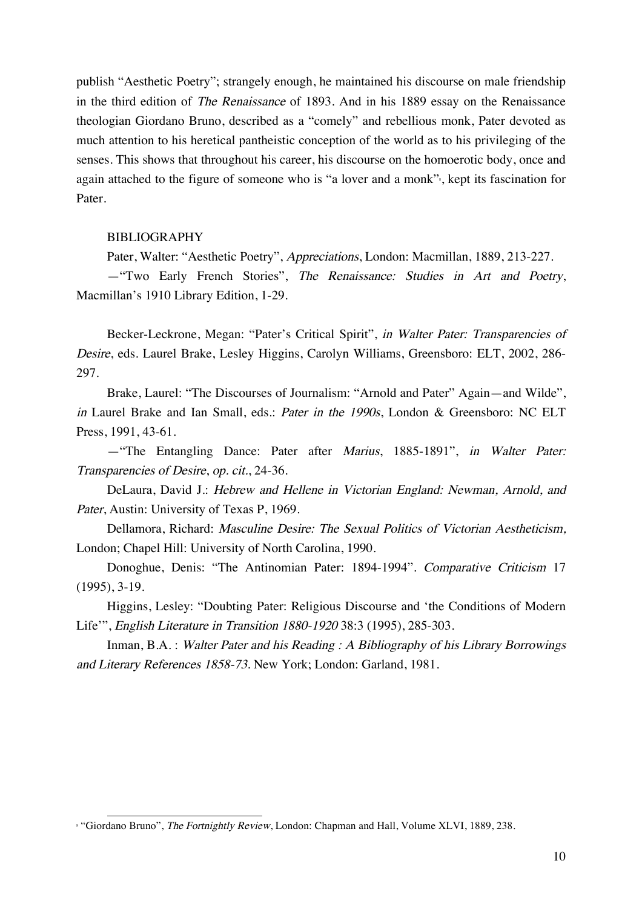publish "Aesthetic Poetry"; strangely enough, he maintained his discourse on male friendship in the third edition of *The Renaissance* of 1893. And in his 1889 essay on the Renaissance theologian Giordano Bruno, described as a "comely" and rebellious monk, Pater devoted as much attention to his heretical pantheistic conception of the world as to his privileging of the senses. This shows that throughout his career, his discourse on the homoerotic body, once and again attached to the figure of someone who is "a lover and a monk"[8], kept its fascination for Pater.

## BIBLIOGRAPHY

Pater, Walter: "Aesthetic Poetry", *Appreciations*, London: Macmillan, 1889, 213-227.

—"Two Early French Stories", *The Renaissance: Studies in Art and Poetry*, Macmillan's 1910 Library Edition, 1-29.

Becker-Leckrone, Megan: "Pater's Critical Spirit", *in Walter Pater: Transparencies of Desire*, eds. Laurel Brake, Lesley Higgins, Carolyn Williams, Greensboro: ELT, 2002, 286-297.

Brake, Laurel: "The Discourses of Journalism: "Arnold and Pater" Again—and Wilde", *in* Laurel Brake and Ian Small, eds.: *Pater in the 1990s*, London & Greensboro: NC ELT Press, 1991, 43-61.

—"The Entangling Dance: Pater after *Marius*, 1885-1891", *in Walter Pater: Transparencies of Desire*, *op. cit.*, 24-36.

DeLaura, David J.: *Hebrew and Hellene in Victorian England: Newman, Arnold, and Pater*, Austin: University of Texas P, 1969.

Dellamora, Richard: *Masculine Desire: The Sexual Politics of Victorian Aestheticism*, London; Chapel Hill: University of North Carolina, 1990.

Donoghue, Denis: "The Antinomian Pater: 1894-1994". *Comparative Criticism* 17 (1995), 3-19.

Higgins, Lesley: "Doubting Pater: Religious Discourse and 'the Conditions of Modern Life'", *English Literature in Transition 1880-1920* 38:3 (1995), 285-303.

Inman, B.A. : *Walter Pater and his Reading : A Bibliography of his Library Borrowings and Literary References 1858-73*. New York; London: Garland, 1981.

---

[8] "Giordano Bruno", *The Fortnightly Review*, London: Chapman and Hall, Volume XLVI, 1889, 238.